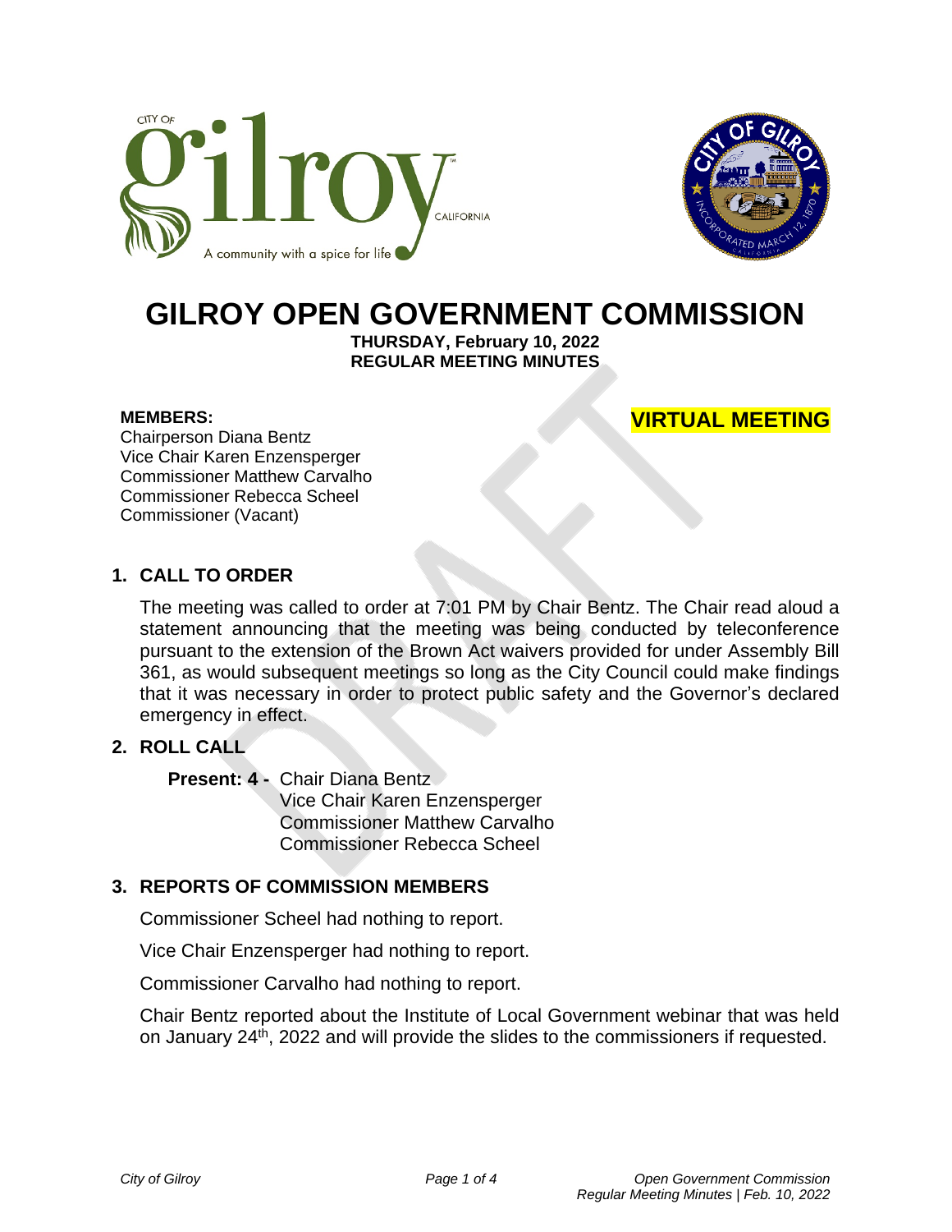# GILROY OPEN GOVERNMENT COMMISSION

**THURSDAY, February 10, 2022**
**REGULAR MEETING MINUTES**

**VIRTUAL MEETING**

**MEMBERS:**
Chairperson Diana Bentz
Vice Chair Karen Enzensperger
Commissioner Matthew Carvalho
Commissioner Rebecca Scheel
Commissioner (Vacant)

## 1. CALL TO ORDER

The meeting was called to order at 7:01 PM by Chair Bentz. The Chair read aloud a statement announcing that the meeting was being conducted by teleconference pursuant to the extension of the Brown Act waivers provided for under Assembly Bill 361, as would subsequent meetings so long as the City Council could make findings that it was necessary in order to protect public safety and the Governor's declared emergency in effect.

## 2. ROLL CALL

**Present: 4 -** Chair Diana Bentz
Vice Chair Karen Enzensperger
Commissioner Matthew Carvalho
Commissioner Rebecca Scheel

## 3. REPORTS OF COMMISSION MEMBERS

Commissioner Scheel had nothing to report.

Vice Chair Enzensperger had nothing to report.

Commissioner Carvalho had nothing to report.

Chair Bentz reported about the Institute of Local Government webinar that was held on January 24th, 2022 and will provide the slides to the commissioners if requested.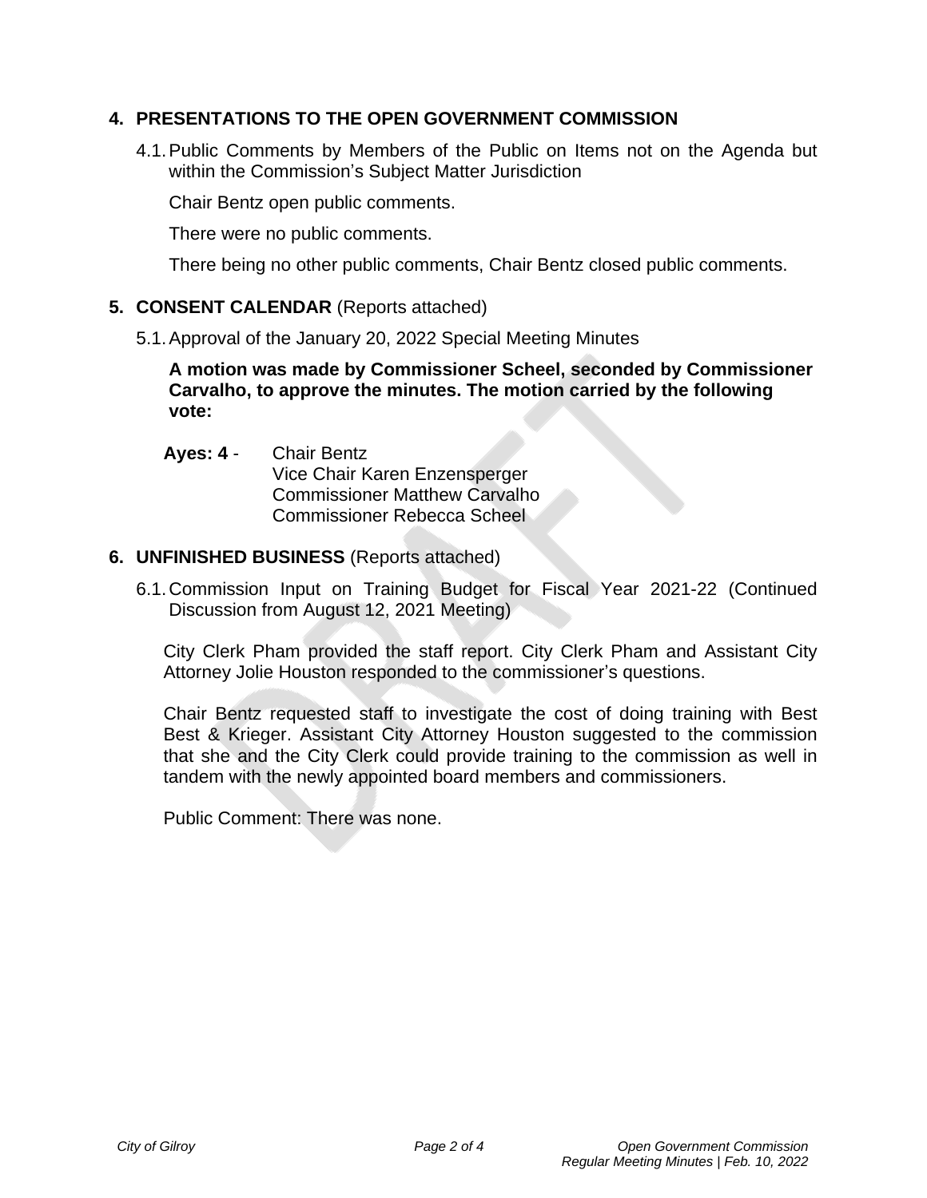## 4. PRESENTATIONS TO THE OPEN GOVERNMENT COMMISSION

4.1. Public Comments by Members of the Public on Items not on the Agenda but within the Commission's Subject Matter Jurisdiction

Chair Bentz open public comments.

There were no public comments.

There being no other public comments, Chair Bentz closed public comments.

## 5. CONSENT CALENDAR (Reports attached)

5.1. Approval of the January 20, 2022 Special Meeting Minutes

**A motion was made by Commissioner Scheel, seconded by Commissioner Carvalho, to approve the minutes. The motion carried by the following vote:**

**Ayes: 4** - Chair Bentz
Vice Chair Karen Enzensperger
Commissioner Matthew Carvalho
Commissioner Rebecca Scheel

## 6. UNFINISHED BUSINESS (Reports attached)

6.1. Commission Input on Training Budget for Fiscal Year 2021-22 (Continued Discussion from August 12, 2021 Meeting)

City Clerk Pham provided the staff report. City Clerk Pham and Assistant City Attorney Jolie Houston responded to the commissioner's questions.

Chair Bentz requested staff to investigate the cost of doing training with Best Best & Krieger. Assistant City Attorney Houston suggested to the commission that she and the City Clerk could provide training to the commission as well in tandem with the newly appointed board members and commissioners.

Public Comment: There was none.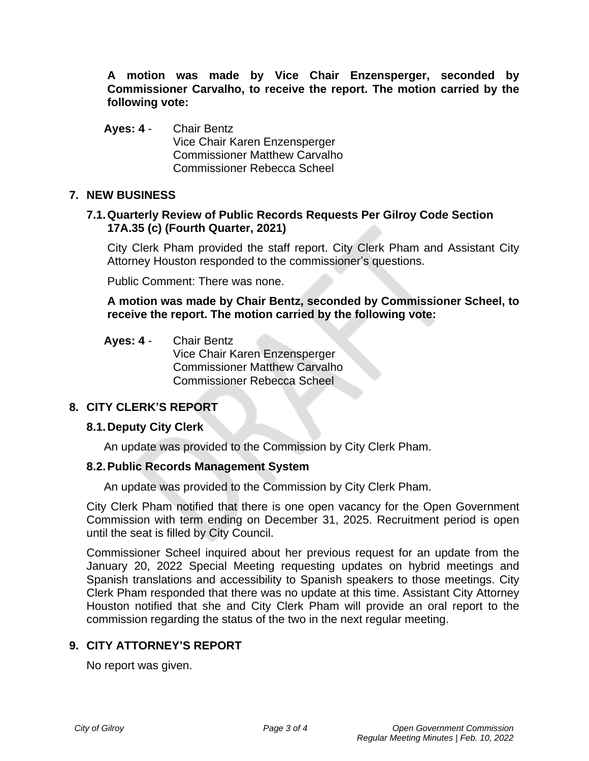**A motion was made by Vice Chair Enzensperger, seconded by Commissioner Carvalho, to receive the report. The motion carried by the following vote:**

**Ayes: 4** - Chair Bentz
Vice Chair Karen Enzensperger
Commissioner Matthew Carvalho
Commissioner Rebecca Scheel

## 7. NEW BUSINESS

### 7.1. Quarterly Review of Public Records Requests Per Gilroy Code Section 17A.35 (c) (Fourth Quarter, 2021)

City Clerk Pham provided the staff report. City Clerk Pham and Assistant City Attorney Houston responded to the commissioner's questions.

Public Comment: There was none.

**A motion was made by Chair Bentz, seconded by Commissioner Scheel, to receive the report. The motion carried by the following vote:**

**Ayes: 4** - Chair Bentz
Vice Chair Karen Enzensperger
Commissioner Matthew Carvalho
Commissioner Rebecca Scheel

## 8. CITY CLERK'S REPORT

### 8.1. Deputy City Clerk

An update was provided to the Commission by City Clerk Pham.

### 8.2. Public Records Management System

An update was provided to the Commission by City Clerk Pham.

City Clerk Pham notified that there is one open vacancy for the Open Government Commission with term ending on December 31, 2025. Recruitment period is open until the seat is filled by City Council.

Commissioner Scheel inquired about her previous request for an update from the January 20, 2022 Special Meeting requesting updates on hybrid meetings and Spanish translations and accessibility to Spanish speakers to those meetings. City Clerk Pham responded that there was no update at this time. Assistant City Attorney Houston notified that she and City Clerk Pham will provide an oral report to the commission regarding the status of the two in the next regular meeting.

## 9. CITY ATTORNEY'S REPORT

No report was given.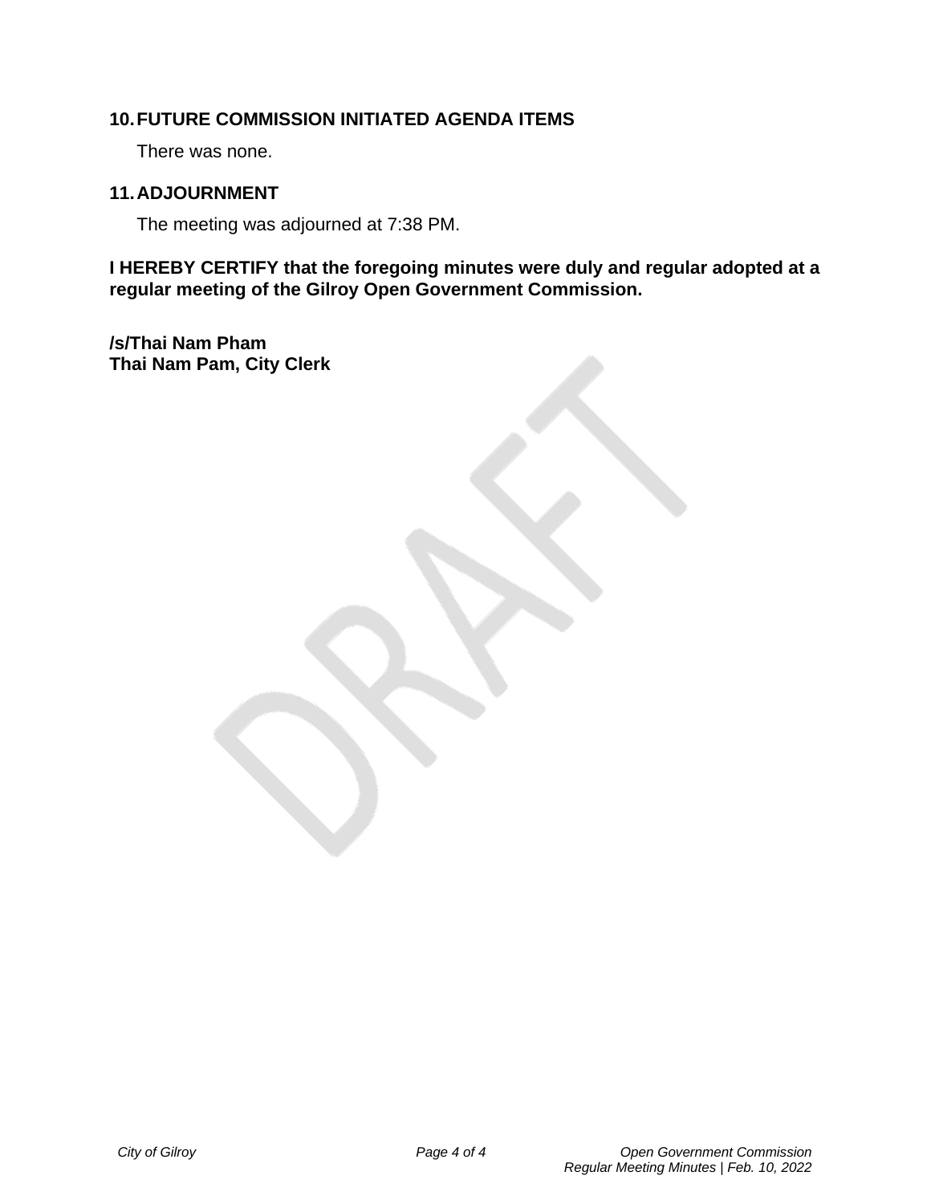## 10. FUTURE COMMISSION INITIATED AGENDA ITEMS

There was none.

## 11. ADJOURNMENT

The meeting was adjourned at 7:38 PM.

**I HEREBY CERTIFY that the foregoing minutes were duly and regular adopted at a regular meeting of the Gilroy Open Government Commission.**

**/s/Thai Nam Pham**
**Thai Nam Pam, City Clerk**